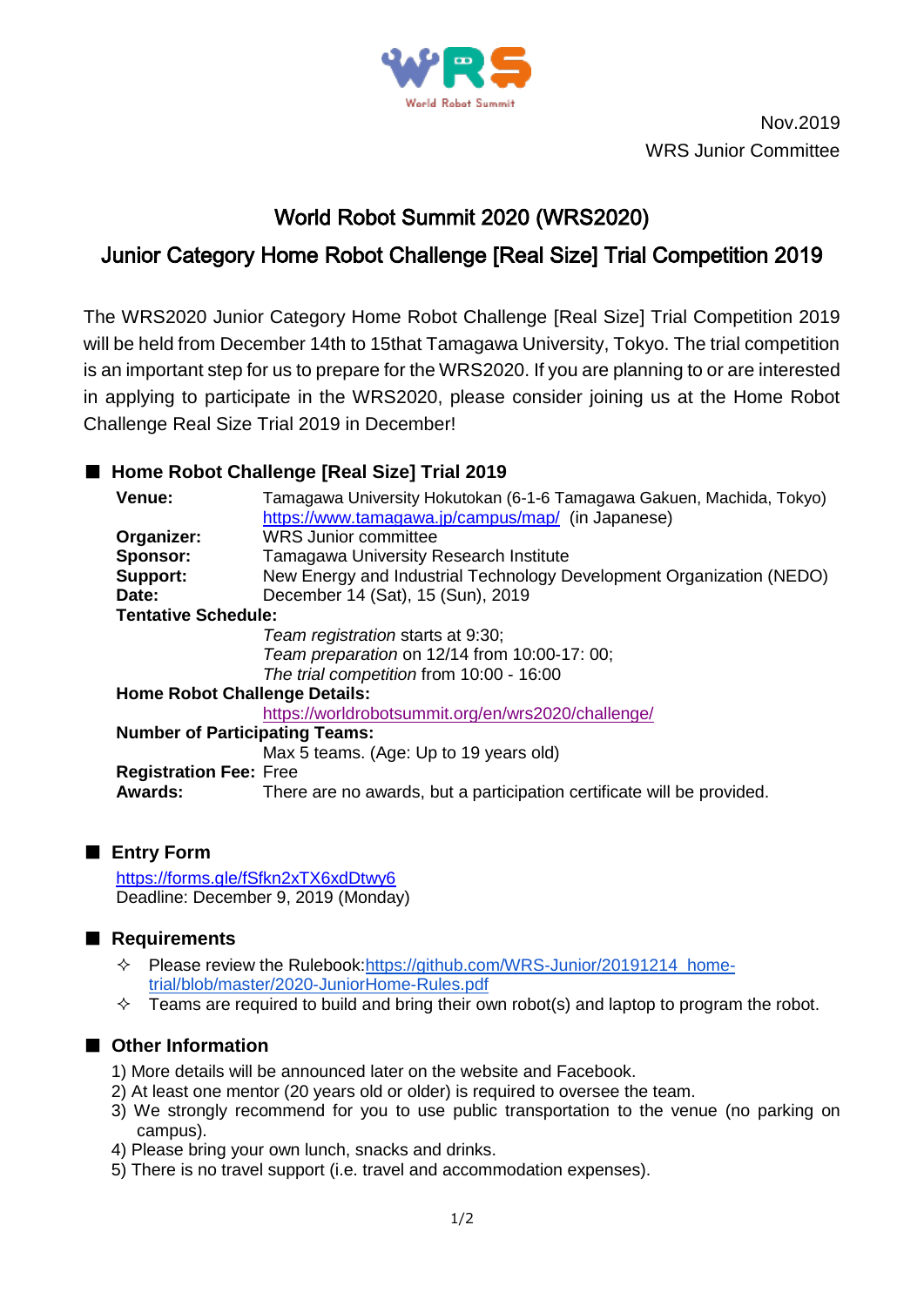Nov.2019

WRS Junior Committee

# World Robot Summit 2020 (WRS2020)

# Junior Category Home Robot Challenge [Real Size] Trial Competition 2019

The WRS2020 Junior Category Home Robot Challenge [Real Size] Trial Competition 2019 will be held from December 14th to 15thtat Tamagawa University, Tokyo. The trial competition is an important step for us to prepare for the WRS2020. If you are planning to or are interested in applying to participate in the WRS2020, please consider joining us at the Home Robot Challenge Real Size Trial 2019 in December!

## ■ Home Robot Challenge [Real Size] Trial 2019

**Venue:** Tamagawa University Hokutokan (6-1-6 Tamagawa Gakuen, Machida, Tokyo)
https://www.tamagawa.jp/campus/map/ (in Japanese)

**Organizer:** WRS Junior committee

**Sponsor:** Tamagawa University Research Institute

**Support:** New Energy and Industrial Technology Development Organization (NEDO)

**Date:** December 14 (Sat), 15 (Sun), 2019

**Tentative Schedule:**

*Team registration* starts at 9:30;
*Team preparation* on 12/14 from 10:00-17: 00;
*The trial competition* from 10:00 - 16:00

**Home Robot Challenge Details:**

https://worldrobotsummit.org/en/wrs2020/challenge/

**Number of Participating Teams:**

Max 5 teams. (Age: Up to 19 years old)

**Registration Fee:** Free

**Awards:** There are no awards, but a participation certificate will be provided.

## ■ Entry Form

https://forms.gle/fSfkn2xTX6xdDtwy6
Deadline: December 9, 2019 (Monday)

## ■ Requirements

- ✧ Please review the Rulebook:https://github.com/WRS-Junior/20191214_home-trial/blob/master/2020-JuniorHome-Rules.pdf
- ✧ Teams are required to build and bring their own robot(s) and laptop to program the robot.

## ■ Other Information

1) More details will be announced later on the website and Facebook.
2) At least one mentor (20 years old or older) is required to oversee the team.
3) We strongly recommend for you to use public transportation to the venue (no parking on campus).
4) Please bring your own lunch, snacks and drinks.
5) There is no travel support (i.e. travel and accommodation expenses).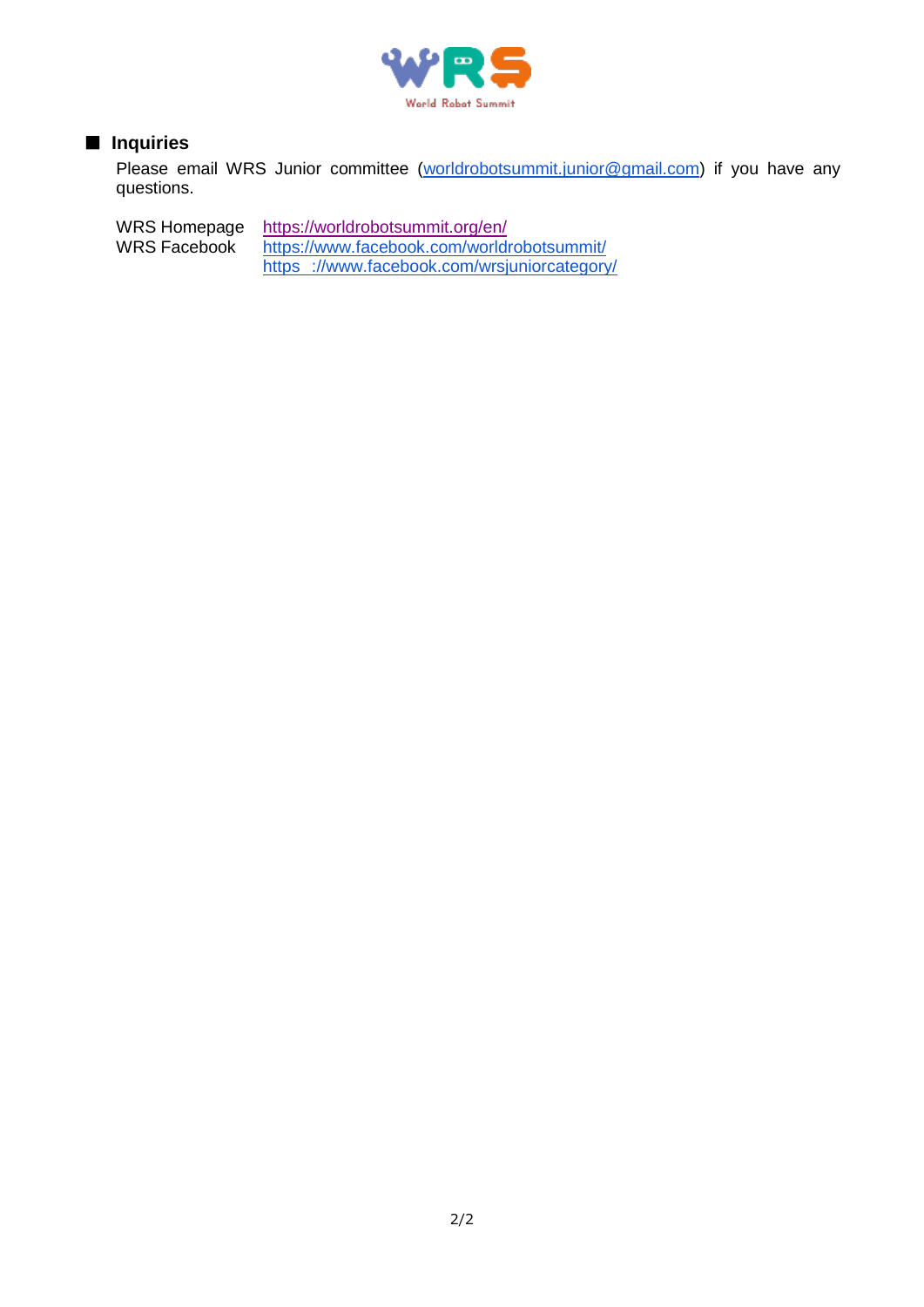## ■ Inquiries

Please email WRS Junior committee (worldrobotsummit.junior@gmail.com) if you have any questions.

| | |
|---|---|
| WRS Homepage | https://worldrobotsummit.org/en/ |
| WRS Facebook | https://www.facebook.com/worldrobotsummit/ |
| | https ://www.facebook.com/wrsjuniorcategory/ |